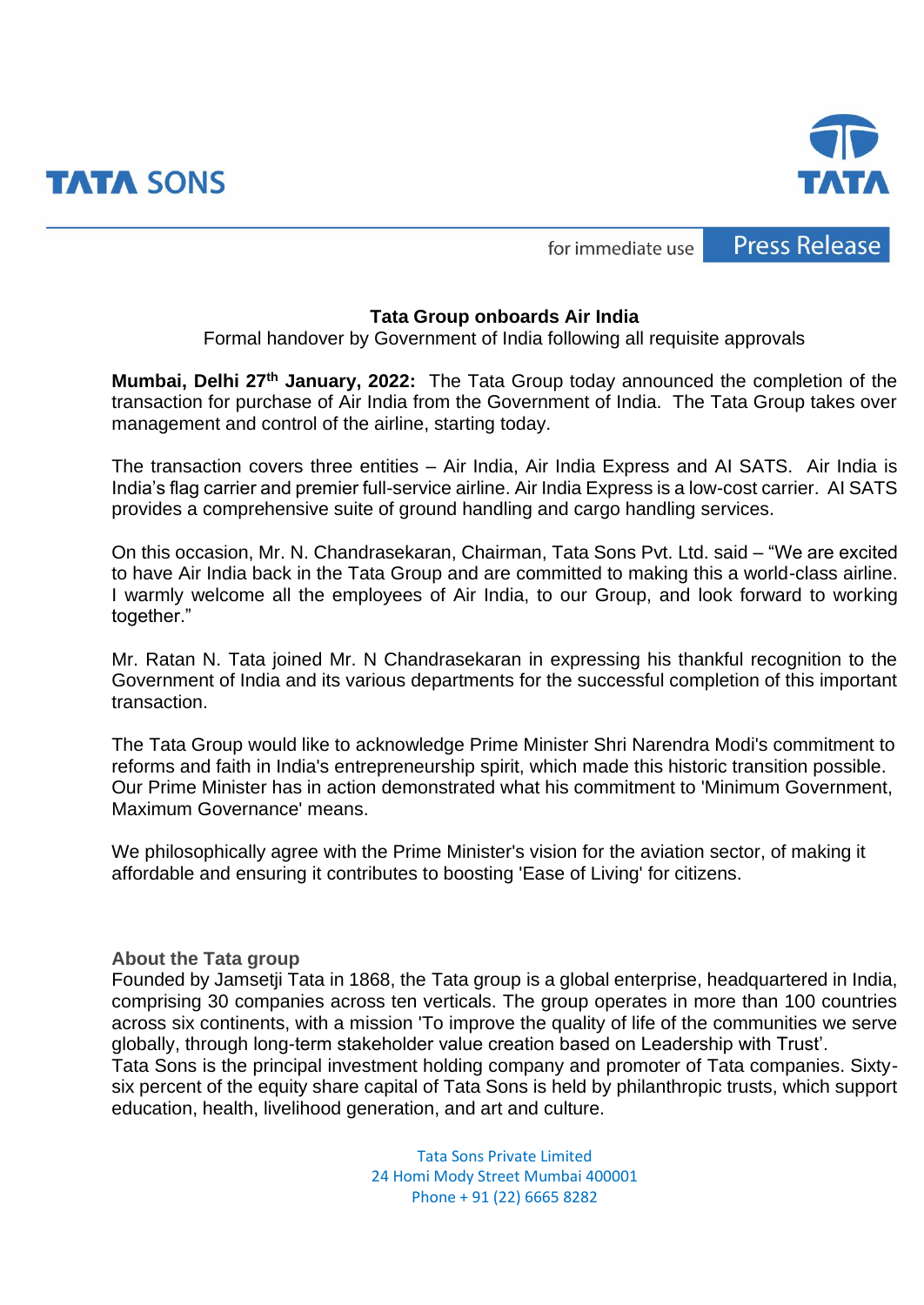TATA SONS

TATA

for immediate use **Press Release**

**Tata Group onboards Air India**

Formal handover by Government of India following all requisite approvals

**Mumbai, Delhi 27th January, 2022:** The Tata Group today announced the completion of the transaction for purchase of Air India from the Government of India. The Tata Group takes over management and control of the airline, starting today.

The transaction covers three entities – Air India, Air India Express and AI SATS. Air India is India's flag carrier and premier full-service airline. Air India Express is a low-cost carrier. AI SATS provides a comprehensive suite of ground handling and cargo handling services.

On this occasion, Mr. N. Chandrasekaran, Chairman, Tata Sons Pvt. Ltd. said – "We are excited to have Air India back in the Tata Group and are committed to making this a world-class airline. I warmly welcome all the employees of Air India, to our Group, and look forward to working together."

Mr. Ratan N. Tata joined Mr. N Chandrasekaran in expressing his thankful recognition to the Government of India and its various departments for the successful completion of this important transaction.

The Tata Group would like to acknowledge Prime Minister Shri Narendra Modi's commitment to reforms and faith in India's entrepreneurship spirit, which made this historic transition possible. Our Prime Minister has in action demonstrated what his commitment to 'Minimum Government, Maximum Governance' means.

We philosophically agree with the Prime Minister's vision for the aviation sector, of making it affordable and ensuring it contributes to boosting 'Ease of Living' for citizens.

**About the Tata group**

Founded by Jamsetji Tata in 1868, the Tata group is a global enterprise, headquartered in India, comprising 30 companies across ten verticals. The group operates in more than 100 countries across six continents, with a mission 'To improve the quality of life of the communities we serve globally, through long-term stakeholder value creation based on Leadership with Trust'.
Tata Sons is the principal investment holding company and promoter of Tata companies. Sixty-six percent of the equity share capital of Tata Sons is held by philanthropic trusts, which support education, health, livelihood generation, and art and culture.

Tata Sons Private Limited
24 Homi Mody Street Mumbai 400001
Phone + 91 (22) 6665 8282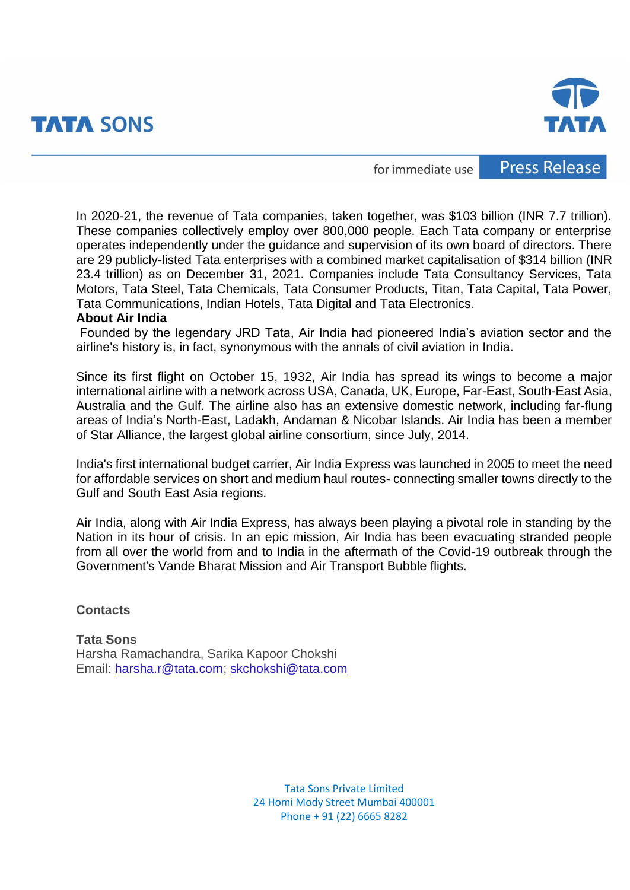In 2020-21, the revenue of Tata companies, taken together, was $103 billion (INR 7.7 trillion). These companies collectively employ over 800,000 people. Each Tata company or enterprise operates independently under the guidance and supervision of its own board of directors. There are 29 publicly-listed Tata enterprises with a combined market capitalisation of $314 billion (INR 23.4 trillion) as on December 31, 2021. Companies include Tata Consultancy Services, Tata Motors, Tata Steel, Tata Chemicals, Tata Consumer Products, Titan, Tata Capital, Tata Power, Tata Communications, Indian Hotels, Tata Digital and Tata Electronics.

**About Air India**

Founded by the legendary JRD Tata, Air India had pioneered India's aviation sector and the airline's history is, in fact, synonymous with the annals of civil aviation in India.

Since its first flight on October 15, 1932, Air India has spread its wings to become a major international airline with a network across USA, Canada, UK, Europe, Far-East, South-East Asia, Australia and the Gulf. The airline also has an extensive domestic network, including far-flung areas of India's North-East, Ladakh, Andaman & Nicobar Islands. Air India has been a member of Star Alliance, the largest global airline consortium, since July, 2014.

India's first international budget carrier, Air India Express was launched in 2005 to meet the need for affordable services on short and medium haul routes- connecting smaller towns directly to the Gulf and South East Asia regions.

Air India, along with Air India Express, has always been playing a pivotal role in standing by the Nation in its hour of crisis. In an epic mission, Air India has been evacuating stranded people from all over the world from and to India in the aftermath of the Covid-19 outbreak through the Government's Vande Bharat Mission and Air Transport Bubble flights.

**Contacts**

**Tata Sons**
Harsha Ramachandra, Sarika Kapoor Chokshi
Email: harsha.r@tata.com; skchokshi@tata.com